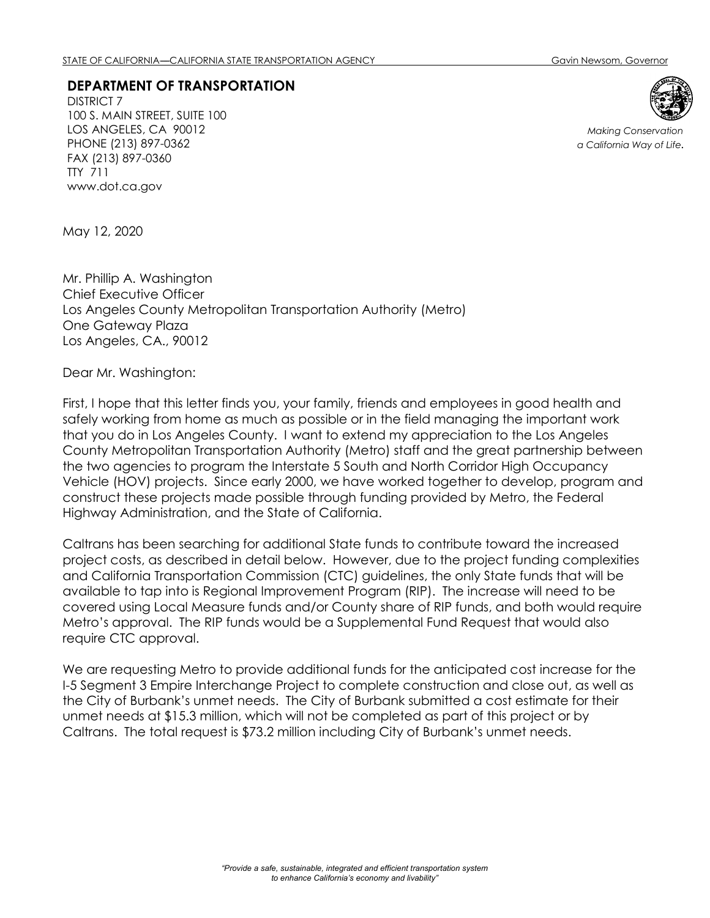STATE OF CALIFORNIA—CALIFORNIA STATE TRANSPORTATION AGENCY Gavin Newsom, Governor

**DEPARTMENT OF TRANSPORTATION**

DISTRICT 7
100 S. MAIN STREET, SUITE 100
LOS ANGELES, CA 90012
PHONE (213) 897-0362
FAX (213) 897-0360
TTY 711
www.dot.ca.gov

*Making Conservation a California Way of Life.*

May 12, 2020

Mr. Phillip A. Washington
Chief Executive Officer
Los Angeles County Metropolitan Transportation Authority (Metro)
One Gateway Plaza
Los Angeles, CA., 90012

Dear Mr. Washington:

First, I hope that this letter finds you, your family, friends and employees in good health and safely working from home as much as possible or in the field managing the important work that you do in Los Angeles County. I want to extend my appreciation to the Los Angeles County Metropolitan Transportation Authority (Metro) staff and the great partnership between the two agencies to program the Interstate 5 South and North Corridor High Occupancy Vehicle (HOV) projects. Since early 2000, we have worked together to develop, program and construct these projects made possible through funding provided by Metro, the Federal Highway Administration, and the State of California.

Caltrans has been searching for additional State funds to contribute toward the increased project costs, as described in detail below. However, due to the project funding complexities and California Transportation Commission (CTC) guidelines, the only State funds that will be available to tap into is Regional Improvement Program (RIP). The increase will need to be covered using Local Measure funds and/or County share of RIP funds, and both would require Metro's approval. The RIP funds would be a Supplemental Fund Request that would also require CTC approval.

We are requesting Metro to provide additional funds for the anticipated cost increase for the I-5 Segment 3 Empire Interchange Project to complete construction and close out, as well as the City of Burbank's unmet needs. The City of Burbank submitted a cost estimate for their unmet needs at $15.3 million, which will not be completed as part of this project or by Caltrans. The total request is $73.2 million including City of Burbank's unmet needs.

*"Provide a safe, sustainable, integrated and efficient transportation system to enhance California's economy and livability"*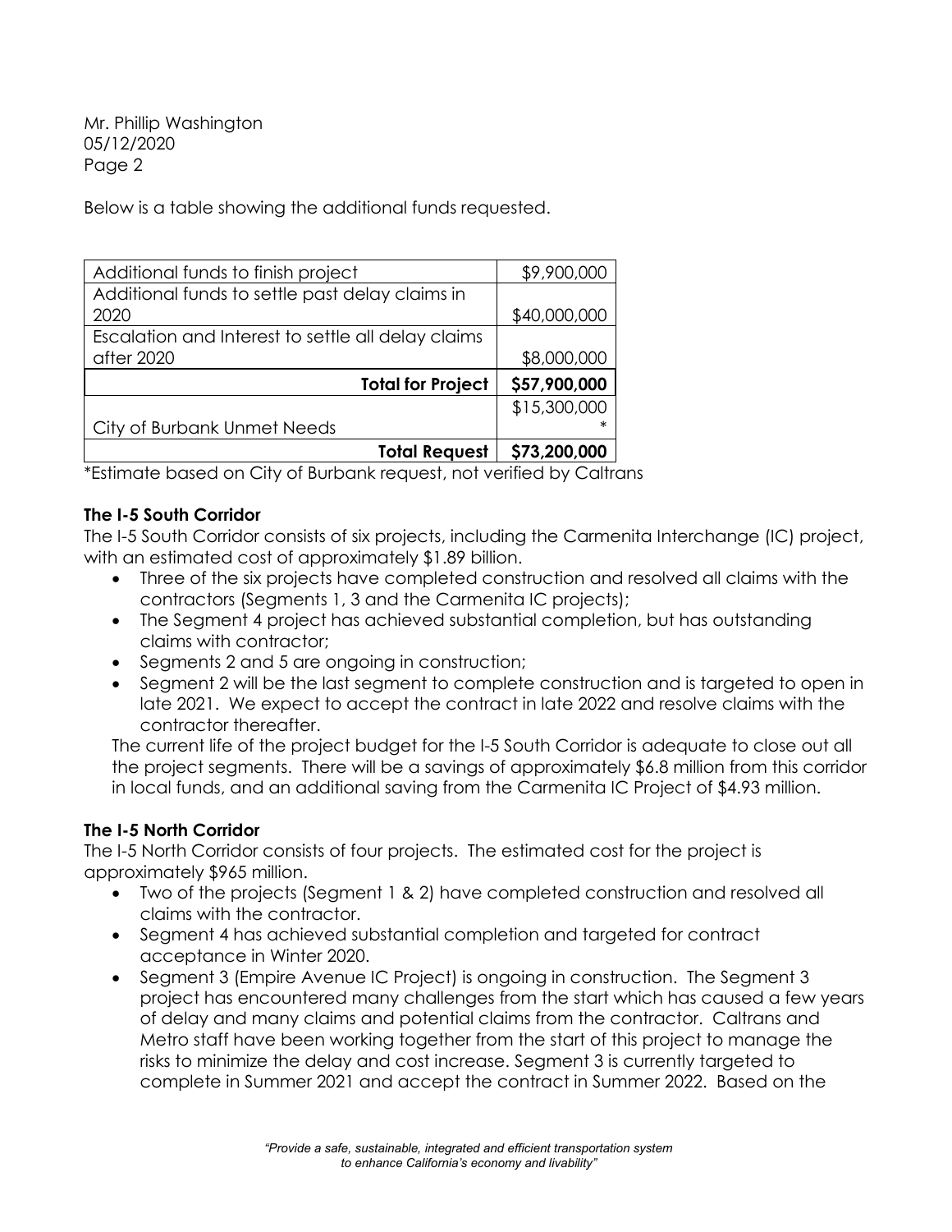Mr. Phillip Washington
05/12/2020
Page 2

Below is a table showing the additional funds requested.

| | |
|---|---|
| Additional funds to finish project | $9,900,000 |
| Additional funds to settle past delay claims in 2020 | $40,000,000 |
| Escalation and Interest to settle all delay claims after 2020 | $8,000,000 |
| **Total for Project** | **$57,900,000** |
| City of Burbank Unmet Needs | $15,300,000* |
| **Total Request** | **$73,200,000** |

*Estimate based on City of Burbank request, not verified by Caltrans

**The I-5 South Corridor**

The I-5 South Corridor consists of six projects, including the Carmenita Interchange (IC) project, with an estimated cost of approximately $1.89 billion.

- Three of the six projects have completed construction and resolved all claims with the contractors (Segments 1, 3 and the Carmenita IC projects);
- The Segment 4 project has achieved substantial completion, but has outstanding claims with contractor;
- Segments 2 and 5 are ongoing in construction;
- Segment 2 will be the last segment to complete construction and is targeted to open in late 2021. We expect to accept the contract in late 2022 and resolve claims with the contractor thereafter.

The current life of the project budget for the I-5 South Corridor is adequate to close out all the project segments. There will be a savings of approximately $6.8 million from this corridor in local funds, and an additional saving from the Carmenita IC Project of $4.93 million.

**The I-5 North Corridor**

The I-5 North Corridor consists of four projects. The estimated cost for the project is approximately $965 million.

- Two of the projects (Segment 1 & 2) have completed construction and resolved all claims with the contractor.
- Segment 4 has achieved substantial completion and targeted for contract acceptance in Winter 2020.
- Segment 3 (Empire Avenue IC Project) is ongoing in construction. The Segment 3 project has encountered many challenges from the start which has caused a few years of delay and many claims and potential claims from the contractor. Caltrans and Metro staff have been working together from the start of this project to manage the risks to minimize the delay and cost increase. Segment 3 is currently targeted to complete in Summer 2021 and accept the contract in Summer 2022. Based on the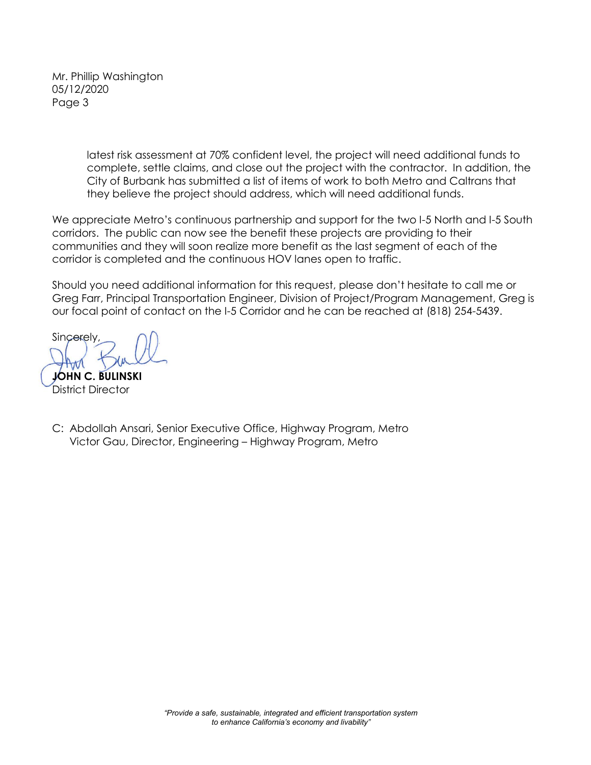Mr. Phillip Washington
05/12/2020
Page 3

latest risk assessment at 70% confident level, the project will need additional funds to complete, settle claims, and close out the project with the contractor. In addition, the City of Burbank has submitted a list of items of work to both Metro and Caltrans that they believe the project should address, which will need additional funds.

We appreciate Metro's continuous partnership and support for the two I-5 North and I-5 South corridors. The public can now see the benefit these projects are providing to their communities and they will soon realize more benefit as the last segment of each of the corridor is completed and the continuous HOV lanes open to traffic.

Should you need additional information for this request, please don't hesitate to call me or Greg Farr, Principal Transportation Engineer, Division of Project/Program Management, Greg is our focal point of contact on the I-5 Corridor and he can be reached at (818) 254-5439.

Sincerely,

**JOHN C. BULINSKI**
District Director

C: Abdollah Ansari, Senior Executive Office, Highway Program, Metro
Victor Gau, Director, Engineering – Highway Program, Metro

*"Provide a safe, sustainable, integrated and efficient transportation system to enhance California's economy and livability"*